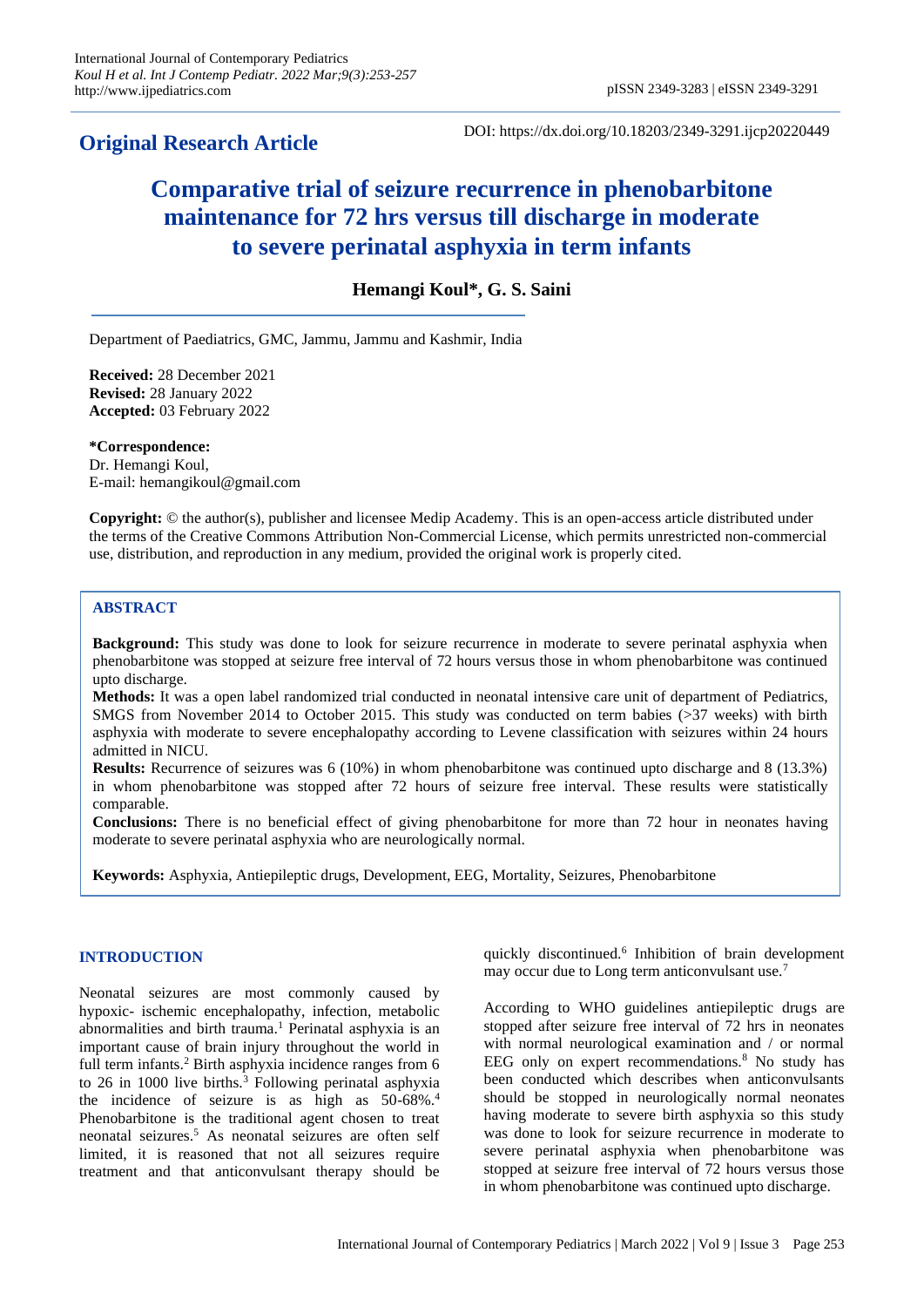## Original Research Article

DOI: https://dx.doi.org/10.18203/2349-3291.ijcp20220449

# Comparative trial of seizure recurrence in phenobarbitone maintenance for 72 hrs versus till discharge in moderate to severe perinatal asphyxia in term infants

**Hemangi Koul*, G. S. Saini**

Department of Paediatrics, GMC, Jammu, Jammu and Kashmir, India

**Received:** 28 December 2021
**Revised:** 28 January 2022
**Accepted:** 03 February 2022

***Correspondence:**
Dr. Hemangi Koul,
E-mail: hemangikoul@gmail.com

**Copyright:** © the author(s), publisher and licensee Medip Academy. This is an open-access article distributed under the terms of the Creative Commons Attribution Non-Commercial License, which permits unrestricted non-commercial use, distribution, and reproduction in any medium, provided the original work is properly cited.

## ABSTRACT

**Background:** This study was done to look for seizure recurrence in moderate to severe perinatal asphyxia when phenobarbitone was stopped at seizure free interval of 72 hours versus those in whom phenobarbitone was continued upto discharge.

**Methods:** It was a open label randomized trial conducted in neonatal intensive care unit of department of Pediatrics, SMGS from November 2014 to October 2015. This study was conducted on term babies (>37 weeks) with birth asphyxia with moderate to severe encephalopathy according to Levene classification with seizures within 24 hours admitted in NICU.

**Results:** Recurrence of seizures was 6 (10%) in whom phenobarbitone was continued upto discharge and 8 (13.3%) in whom phenobarbitone was stopped after 72 hours of seizure free interval. These results were statistically comparable.

**Conclusions:** There is no beneficial effect of giving phenobarbitone for more than 72 hour in neonates having moderate to severe perinatal asphyxia who are neurologically normal.

**Keywords:** Asphyxia, Antiepileptic drugs, Development, EEG, Mortality, Seizures, Phenobarbitone

## INTRODUCTION

Neonatal seizures are most commonly caused by hypoxic- ischemic encephalopathy, infection, metabolic abnormalities and birth trauma.[1] Perinatal asphyxia is an important cause of brain injury throughout the world in full term infants.[2] Birth asphyxia incidence ranges from 6 to 26 in 1000 live births.[3] Following perinatal asphyxia the incidence of seizure is as high as 50-68%.[4] Phenobarbitone is the traditional agent chosen to treat neonatal seizures.[5] As neonatal seizures are often self limited, it is reasoned that not all seizures require treatment and that anticonvulsant therapy should be quickly discontinued.[6] Inhibition of brain development may occur due to Long term anticonvulsant use.[7]

According to WHO guidelines antiepileptic drugs are stopped after seizure free interval of 72 hrs in neonates with normal neurological examination and / or normal EEG only on expert recommendations.[8] No study has been conducted which describes when anticonvulsants should be stopped in neurologically normal neonates having moderate to severe birth asphyxia so this study was done to look for seizure recurrence in moderate to severe perinatal asphyxia when phenobarbitone was stopped at seizure free interval of 72 hours versus those in whom phenobarbitone was continued upto discharge.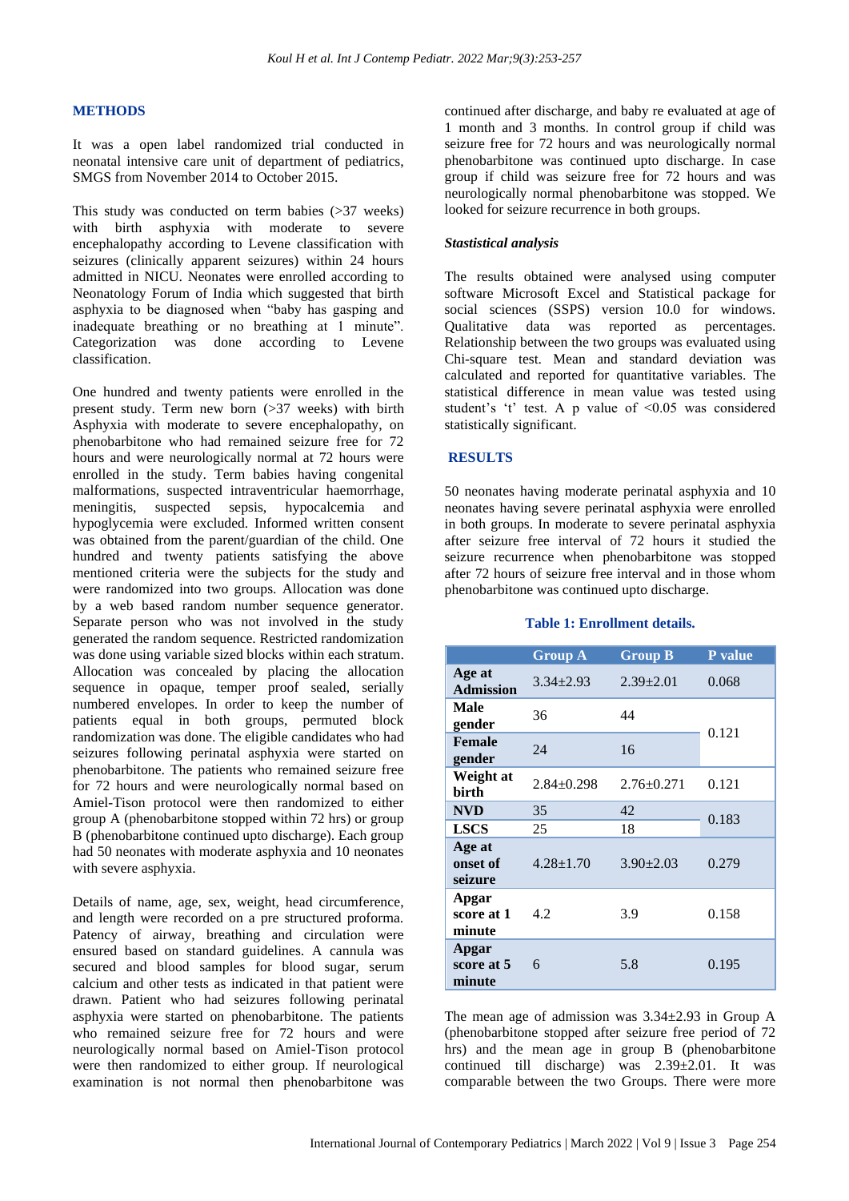## METHODS

It was a open label randomized trial conducted in neonatal intensive care unit of department of pediatrics, SMGS from November 2014 to October 2015.

This study was conducted on term babies (>37 weeks) with birth asphyxia with moderate to severe encephalopathy according to Levene classification with seizures (clinically apparent seizures) within 24 hours admitted in NICU. Neonates were enrolled according to Neonatology Forum of India which suggested that birth asphyxia to be diagnosed when "baby has gasping and inadequate breathing or no breathing at 1 minute". Categorization was done according to Levene classification.

One hundred and twenty patients were enrolled in the present study. Term new born (>37 weeks) with birth Asphyxia with moderate to severe encephalopathy, on phenobarbitone who had remained seizure free for 72 hours and were neurologically normal at 72 hours were enrolled in the study. Term babies having congenital malformations, suspected intraventricular haemorrhage, meningitis, suspected sepsis, hypocalcemia and hypoglycemia were excluded. Informed written consent was obtained from the parent/guardian of the child. One hundred and twenty patients satisfying the above mentioned criteria were the subjects for the study and were randomized into two groups. Allocation was done by a web based random number sequence generator. Separate person who was not involved in the study generated the random sequence. Restricted randomization was done using variable sized blocks within each stratum. Allocation was concealed by placing the allocation sequence in opaque, temper proof sealed, serially numbered envelopes. In order to keep the number of patients equal in both groups, permuted block randomization was done. The eligible candidates who had seizures following perinatal asphyxia were started on phenobarbitone. The patients who remained seizure free for 72 hours and were neurologically normal based on Amiel-Tison protocol were then randomized to either group A (phenobarbitone stopped within 72 hrs) or group B (phenobarbitone continued upto discharge). Each group had 50 neonates with moderate asphyxia and 10 neonates with severe asphyxia.

Details of name, age, sex, weight, head circumference, and length were recorded on a pre structured proforma. Patency of airway, breathing and circulation were ensured based on standard guidelines. A cannula was secured and blood samples for blood sugar, serum calcium and other tests as indicated in that patient were drawn. Patient who had seizures following perinatal asphyxia were started on phenobarbitone. The patients who remained seizure free for 72 hours and were neurologically normal based on Amiel-Tison protocol were then randomized to either group. If neurological examination is not normal then phenobarbitone was continued after discharge, and baby re evaluated at age of 1 month and 3 months. In control group if child was seizure free for 72 hours and was neurologically normal phenobarbitone was continued upto discharge. In case group if child was seizure free for 72 hours and was neurologically normal phenobarbitone was stopped. We looked for seizure recurrence in both groups.

### *Stastistical analysis*

The results obtained were analysed using computer software Microsoft Excel and Statistical package for social sciences (SSPS) version 10.0 for windows. Qualitative data was reported as percentages. Relationship between the two groups was evaluated using Chi-square test. Mean and standard deviation was calculated and reported for quantitative variables. The statistical difference in mean value was tested using student's 't' test. A p value of <0.05 was considered statistically significant.

## RESULTS

50 neonates having moderate perinatal asphyxia and 10 neonates having severe perinatal asphyxia were enrolled in both groups. In moderate to severe perinatal asphyxia after seizure free interval of 72 hours it studied the seizure recurrence when phenobarbitone was stopped after 72 hours of seizure free interval and in those whom phenobarbitone was continued upto discharge.

**Table 1: Enrollment details.**

| | Group A | Group B | P value |
|---|---|---|---|
| **Age at Admission** | 3.34±2.93 | 2.39±2.01 | 0.068 |
| **Male gender** | 36 | 44 | 0.121 |
| **Female gender** | 24 | 16 | |
| **Weight at birth** | 2.84±0.298 | 2.76±0.271 | 0.121 |
| **NVD** | 35 | 42 | 0.183 |
| **LSCS** | 25 | 18 | |
| **Age at onset of seizure** | 4.28±1.70 | 3.90±2.03 | 0.279 |
| **Apgar score at 1 minute** | 4.2 | 3.9 | 0.158 |
| **Apgar score at 5 minute** | 6 | 5.8 | 0.195 |

The mean age of admission was 3.34±2.93 in Group A (phenobarbitone stopped after seizure free period of 72 hrs) and the mean age in group B (phenobarbitone continued till discharge) was 2.39±2.01. It was comparable between the two Groups. There were more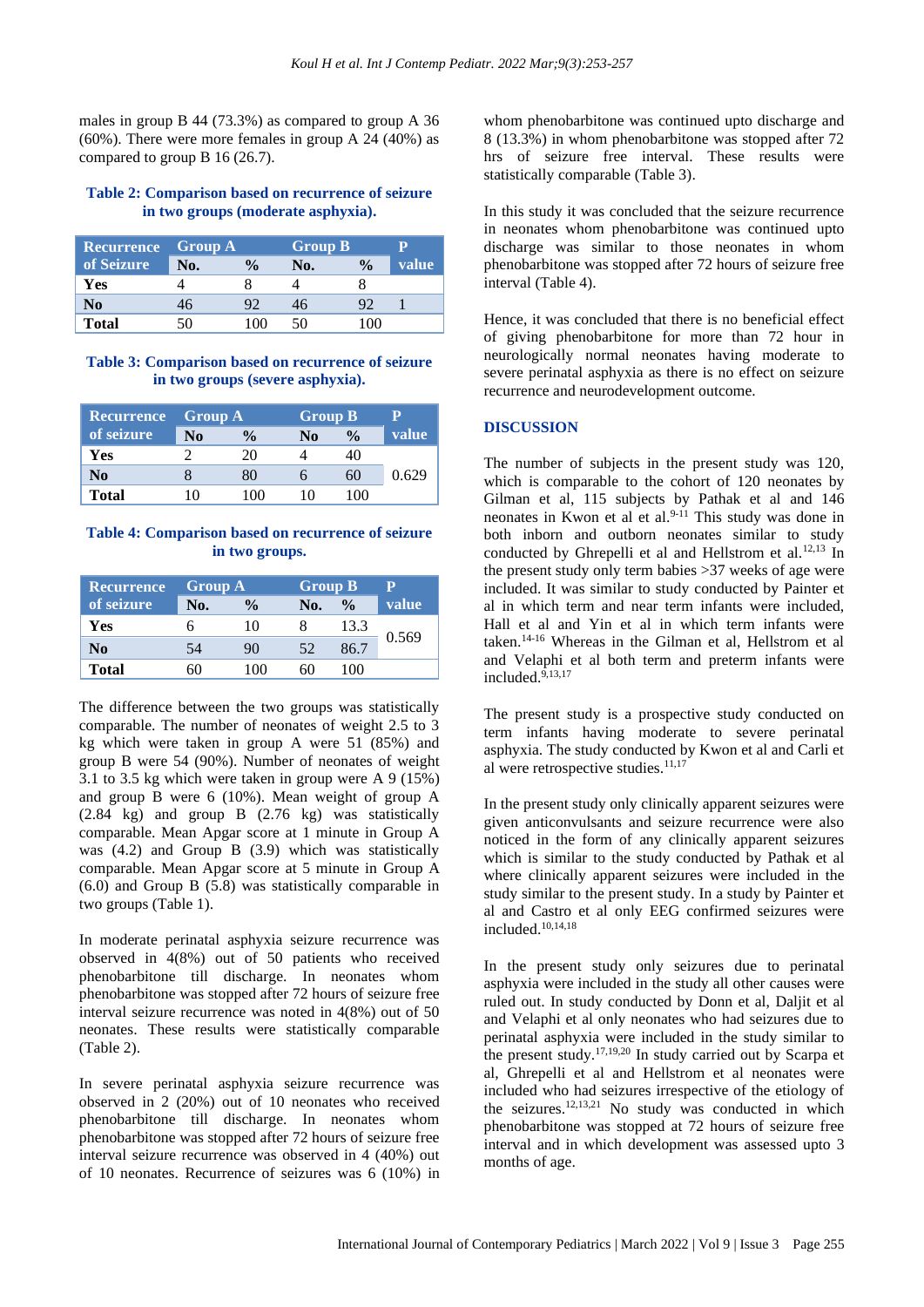males in group B 44 (73.3%) as compared to group A 36 (60%). There were more females in group A 24 (40%) as compared to group B 16 (26.7).

**Table 2: Comparison based on recurrence of seizure in two groups (moderate asphyxia).**

| Recurrence of Seizure | Group A | | Group B | | P value |
|---|---|---|---|---|---|
| | No. | % | No. | % | |
| Yes | 4 | 8 | 4 | 8 | |
| No | 46 | 92 | 46 | 92 | 1 |
| Total | 50 | 100 | 50 | 100 | |

**Table 3: Comparison based on recurrence of seizure in two groups (severe asphyxia).**

| Recurrence of seizure | Group A | | Group B | | P value |
|---|---|---|---|---|---|
| | No | % | No | % | |
| Yes | 2 | 20 | 4 | 40 | |
| No | 8 | 80 | 6 | 60 | 0.629 |
| Total | 10 | 100 | 10 | 100 | |

**Table 4: Comparison based on recurrence of seizure in two groups.**

| Recurrence of seizure | Group A | | Group B | | P value |
|---|---|---|---|---|---|
| | No. | % | No. | % | |
| Yes | 6 | 10 | 8 | 13.3 | 0.569 |
| No | 54 | 90 | 52 | 86.7 | |
| Total | 60 | 100 | 60 | 100 | |

The difference between the two groups was statistically comparable. The number of neonates of weight 2.5 to 3 kg which were taken in group A were 51 (85%) and group B were 54 (90%). Number of neonates of weight 3.1 to 3.5 kg which were taken in group were A 9 (15%) and group B were 6 (10%). Mean weight of group A (2.84 kg) and group B (2.76 kg) was statistically comparable. Mean Apgar score at 1 minute in Group A was (4.2) and Group B (3.9) which was statistically comparable. Mean Apgar score at 5 minute in Group A (6.0) and Group B (5.8) was statistically comparable in two groups (Table 1).

In moderate perinatal asphyxia seizure recurrence was observed in 4(8%) out of 50 patients who received phenobarbitone till discharge. In neonates whom phenobarbitone was stopped after 72 hours of seizure free interval seizure recurrence was noted in 4(8%) out of 50 neonates. These results were statistically comparable (Table 2).

In severe perinatal asphyxia seizure recurrence was observed in 2 (20%) out of 10 neonates who received phenobarbitone till discharge. In neonates whom phenobarbitone was stopped after 72 hours of seizure free interval seizure recurrence was observed in 4 (40%) out of 10 neonates. Recurrence of seizures was 6 (10%) in whom phenobarbitone was continued upto discharge and 8 (13.3%) in whom phenobarbitone was stopped after 72 hrs of seizure free interval. These results were statistically comparable (Table 3).

In this study it was concluded that the seizure recurrence in neonates whom phenobarbitone was continued upto discharge was similar to those neonates in whom phenobarbitone was stopped after 72 hours of seizure free interval (Table 4).

Hence, it was concluded that there is no beneficial effect of giving phenobarbitone for more than 72 hour in neurologically normal neonates having moderate to severe perinatal asphyxia as there is no effect on seizure recurrence and neurodevelopment outcome.

## DISCUSSION

The number of subjects in the present study was 120, which is comparable to the cohort of 120 neonates by Gilman et al, 115 subjects by Pathak et al and 146 neonates in Kwon et al et al.[9-11] This study was done in both inborn and outborn neonates similar to study conducted by Ghrepelli et al and Hellstrom et al.[12,13] In the present study only term babies >37 weeks of age were included. It was similar to study conducted by Painter et al in which term and near term infants were included, Hall et al and Yin et al in which term infants were taken.[14-16] Whereas in the Gilman et al, Hellstrom et al and Velaphi et al both term and preterm infants were included.[9,13,17]

The present study is a prospective study conducted on term infants having moderate to severe perinatal asphyxia. The study conducted by Kwon et al and Carli et al were retrospective studies.[11,17]

In the present study only clinically apparent seizures were given anticonvulsants and seizure recurrence were also noticed in the form of any clinically apparent seizures which is similar to the study conducted by Pathak et al where clinically apparent seizures were included in the study similar to the present study. In a study by Painter et al and Castro et al only EEG confirmed seizures were included.[10,14,18]

In the present study only seizures due to perinatal asphyxia were included in the study all other causes were ruled out. In study conducted by Donn et al, Daljit et al and Velaphi et al only neonates who had seizures due to perinatal asphyxia were included in the study similar to the present study.[17,19,20] In study carried out by Scarpa et al, Ghrepelli et al and Hellstrom et al neonates were included who had seizures irrespective of the etiology of the seizures.[12,13,21] No study was conducted in which phenobarbitone was stopped at 72 hours of seizure free interval and in which development was assessed upto 3 months of age.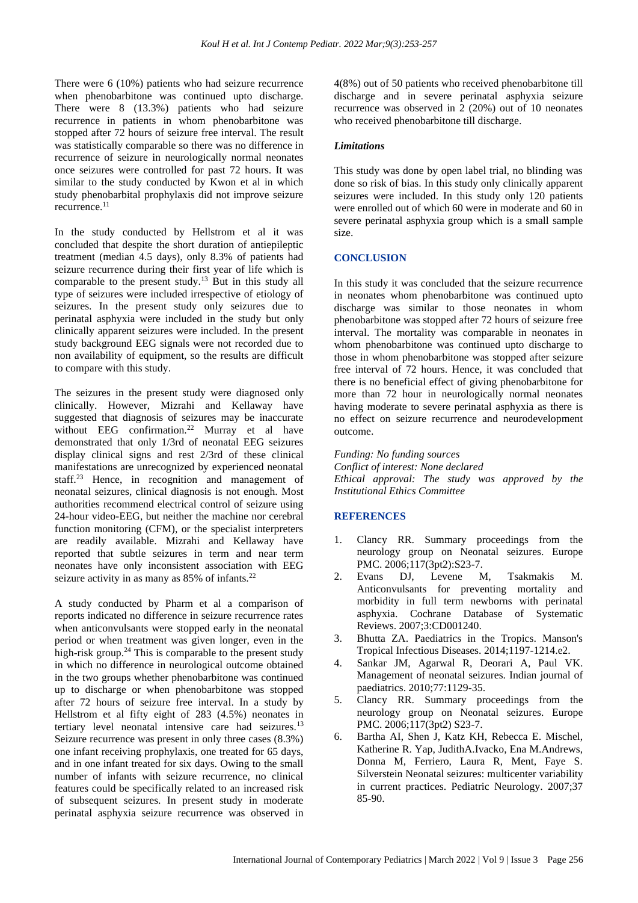There were 6 (10%) patients who had seizure recurrence when phenobarbitone was continued upto discharge. There were 8 (13.3%) patients who had seizure recurrence in patients in whom phenobarbitone was stopped after 72 hours of seizure free interval. The result was statistically comparable so there was no difference in recurrence of seizure in neurologically normal neonates once seizures were controlled for past 72 hours. It was similar to the study conducted by Kwon et al in which study phenobarbital prophylaxis did not improve seizure recurrence.[11]

In the study conducted by Hellstrom et al it was concluded that despite the short duration of antiepileptic treatment (median 4.5 days), only 8.3% of patients had seizure recurrence during their first year of life which is comparable to the present study.[13] But in this study all type of seizures were included irrespective of etiology of seizures. In the present study only seizures due to perinatal asphyxia were included in the study but only clinically apparent seizures were included. In the present study background EEG signals were not recorded due to non availability of equipment, so the results are difficult to compare with this study.

The seizures in the present study were diagnosed only clinically. However, Mizrahi and Kellaway have suggested that diagnosis of seizures may be inaccurate without EEG confirmation.[22] Murray et al have demonstrated that only 1/3rd of neonatal EEG seizures display clinical signs and rest 2/3rd of these clinical manifestations are unrecognized by experienced neonatal staff.[23] Hence, in recognition and management of neonatal seizures, clinical diagnosis is not enough. Most authorities recommend electrical control of seizure using 24-hour video-EEG, but neither the machine nor cerebral function monitoring (CFM), or the specialist interpreters are readily available. Mizrahi and Kellaway have reported that subtle seizures in term and near term neonates have only inconsistent association with EEG seizure activity in as many as 85% of infants.[22]

A study conducted by Pharm et al a comparison of reports indicated no difference in seizure recurrence rates when anticonvulsants were stopped early in the neonatal period or when treatment was given longer, even in the high-risk group.[24] This is comparable to the present study in which no difference in neurological outcome obtained in the two groups whether phenobarbitone was continued up to discharge or when phenobarbitone was stopped after 72 hours of seizure free interval. In a study by Hellstrom et al fifty eight of 283 (4.5%) neonates in tertiary level neonatal intensive care had seizures.[13] Seizure recurrence was present in only three cases (8.3%) one infant receiving prophylaxis, one treated for 65 days, and in one infant treated for six days. Owing to the small number of infants with seizure recurrence, no clinical features could be specifically related to an increased risk of subsequent seizures. In present study in moderate perinatal asphyxia seizure recurrence was observed in 4(8%) out of 50 patients who received phenobarbitone till discharge and in severe perinatal asphyxia seizure recurrence was observed in 2 (20%) out of 10 neonates who received phenobarbitone till discharge.

### *Limitations*

This study was done by open label trial, no blinding was done so risk of bias. In this study only clinically apparent seizures were included. In this study only 120 patients were enrolled out of which 60 were in moderate and 60 in severe perinatal asphyxia group which is a small sample size.

## CONCLUSION

In this study it was concluded that the seizure recurrence in neonates whom phenobarbitone was continued upto discharge was similar to those neonates in whom phenobarbitone was stopped after 72 hours of seizure free interval. The mortality was comparable in neonates in whom phenobarbitone was continued upto discharge to those in whom phenobarbitone was stopped after seizure free interval of 72 hours. Hence, it was concluded that there is no beneficial effect of giving phenobarbitone for more than 72 hour in neurologically normal neonates having moderate to severe perinatal asphyxia as there is no effect on seizure recurrence and neurodevelopment outcome.

*Funding: No funding sources*
*Conflict of interest: None declared*
*Ethical approval: The study was approved by the Institutional Ethics Committee*

## REFERENCES

1. Clancy RR. Summary proceedings from the neurology group on Neonatal seizures. Europe PMC. 2006;117(3pt2):S23-7.
2. Evans DJ, Levene M, Tsakmakis M. Anticonvulsants for preventing mortality and morbidity in full term newborns with perinatal asphyxia. Cochrane Database of Systematic Reviews. 2007;3:CD001240.
3. Bhutta ZA. Paediatrics in the Tropics. Manson's Tropical Infectious Diseases. 2014;1197-1214.e2.
4. Sankar JM, Agarwal R, Deorari A, Paul VK. Management of neonatal seizures. Indian journal of paediatrics. 2010;77:1129-35.
5. Clancy RR. Summary proceedings from the neurology group on Neonatal seizures. Europe PMC. 2006;117(3pt2) S23-7.
6. Bartha AI, Shen J, Katz KH, Rebecca E. Mischel, Katherine R. Yap, JudithA.Ivacko, Ena M.Andrews, Donna M, Ferriero, Laura R, Ment, Faye S. Silverstein Neonatal seizures: multicenter variability in current practices. Pediatric Neurology. 2007;37 85-90.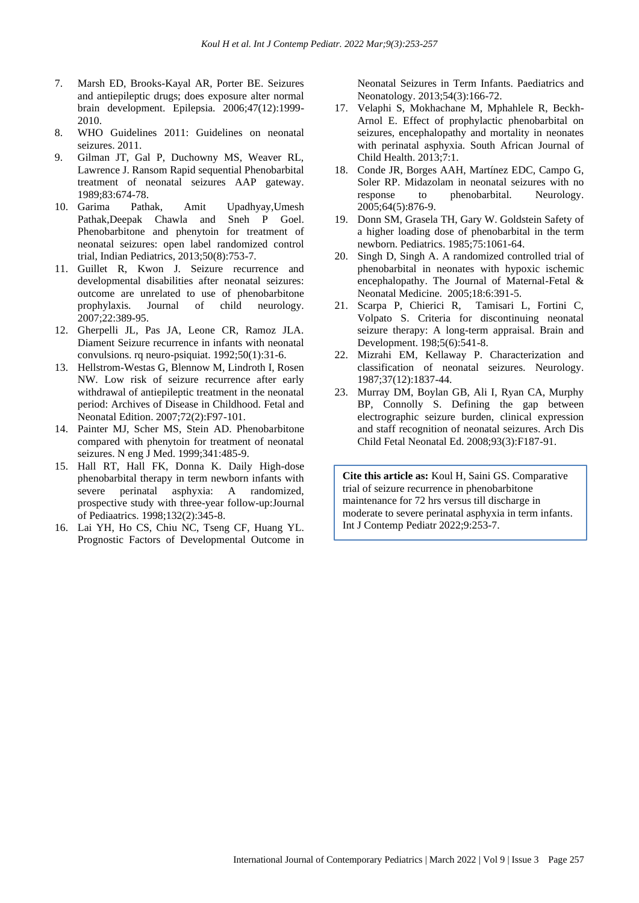7. Marsh ED, Brooks-Kayal AR, Porter BE. Seizures and antiepileptic drugs; does exposure alter normal brain development. Epilepsia. 2006;47(12):1999-2010.
8. WHO Guidelines 2011: Guidelines on neonatal seizures. 2011.
9. Gilman JT, Gal P, Duchowny MS, Weaver RL, Lawrence J. Ransom Rapid sequential Phenobarbital treatment of neonatal seizures AAP gateway. 1989;83:674-78.
10. Garima Pathak, Amit Upadhyay,Umesh Pathak,Deepak Chawla and Sneh P Goel. Phenobarbitone and phenytoin for treatment of neonatal seizures: open label randomized control trial, Indian Pediatrics, 2013;50(8):753-7.
11. Guillet R, Kwon J. Seizure recurrence and developmental disabilities after neonatal seizures: outcome are unrelated to use of phenobarbitone prophylaxis. Journal of child neurology. 2007;22:389-95.
12. Gherpelli JL, Pas JA, Leone CR, Ramoz JLA. Diament Seizure recurrence in infants with neonatal convulsions. rq neuro-psiquiat. 1992;50(1):31-6.
13. Hellstrom-Westas G, Blennow M, Lindroth I, Rosen NW. Low risk of seizure recurrence after early withdrawal of antiepileptic treatment in the neonatal period: Archives of Disease in Childhood. Fetal and Neonatal Edition. 2007;72(2):F97-101.
14. Painter MJ, Scher MS, Stein AD. Phenobarbitone compared with phenytoin for treatment of neonatal seizures. N eng J Med. 1999;341:485-9.
15. Hall RT, Hall FK, Donna K. Daily High-dose phenobarbital therapy in term newborn infants with severe perinatal asphyxia: A randomized, prospective study with three-year follow-up:Journal of Pediaatrics. 1998;132(2):345-8.
16. Lai YH, Ho CS, Chiu NC, Tseng CF, Huang YL. Prognostic Factors of Developmental Outcome in Neonatal Seizures in Term Infants. Paediatrics and Neonatology. 2013;54(3):166-72.
17. Velaphi S, Mokhachane M, Mphahlele R, Beckh-Arnol E. Effect of prophylactic phenobarbital on seizures, encephalopathy and mortality in neonates with perinatal asphyxia. South African Journal of Child Health. 2013;7:1.
18. Conde JR, Borges AAH, Martínez EDC, Campo G, Soler RP. Midazolam in neonatal seizures with no response to phenobarbital. Neurology. 2005;64(5):876-9.
19. Donn SM, Grasela TH, Gary W. Goldstein Safety of a higher loading dose of phenobarbital in the term newborn. Pediatrics. 1985;75:1061-64.
20. Singh D, Singh A. A randomized controlled trial of phenobarbital in neonates with hypoxic ischemic encephalopathy. The Journal of Maternal-Fetal & Neonatal Medicine. 2005;18:6:391-5.
21. Scarpa P, Chierici R, Tamisari L, Fortini C, Volpato S. Criteria for discontinuing neonatal seizure therapy: A long-term appraisal. Brain and Development. 198;5(6):541-8.
22. Mizrahi EM, Kellaway P. Characterization and classification of neonatal seizures. Neurology. 1987;37(12):1837-44.
23. Murray DM, Boylan GB, Ali I, Ryan CA, Murphy BP, Connolly S. Defining the gap between electrographic seizure burden, clinical expression and staff recognition of neonatal seizures. Arch Dis Child Fetal Neonatal Ed. 2008;93(3):F187-91.

**Cite this article as:** Koul H, Saini GS. Comparative trial of seizure recurrence in phenobarbitone maintenance for 72 hrs versus till discharge in moderate to severe perinatal asphyxia in term infants. Int J Contemp Pediatr 2022;9:253-7.